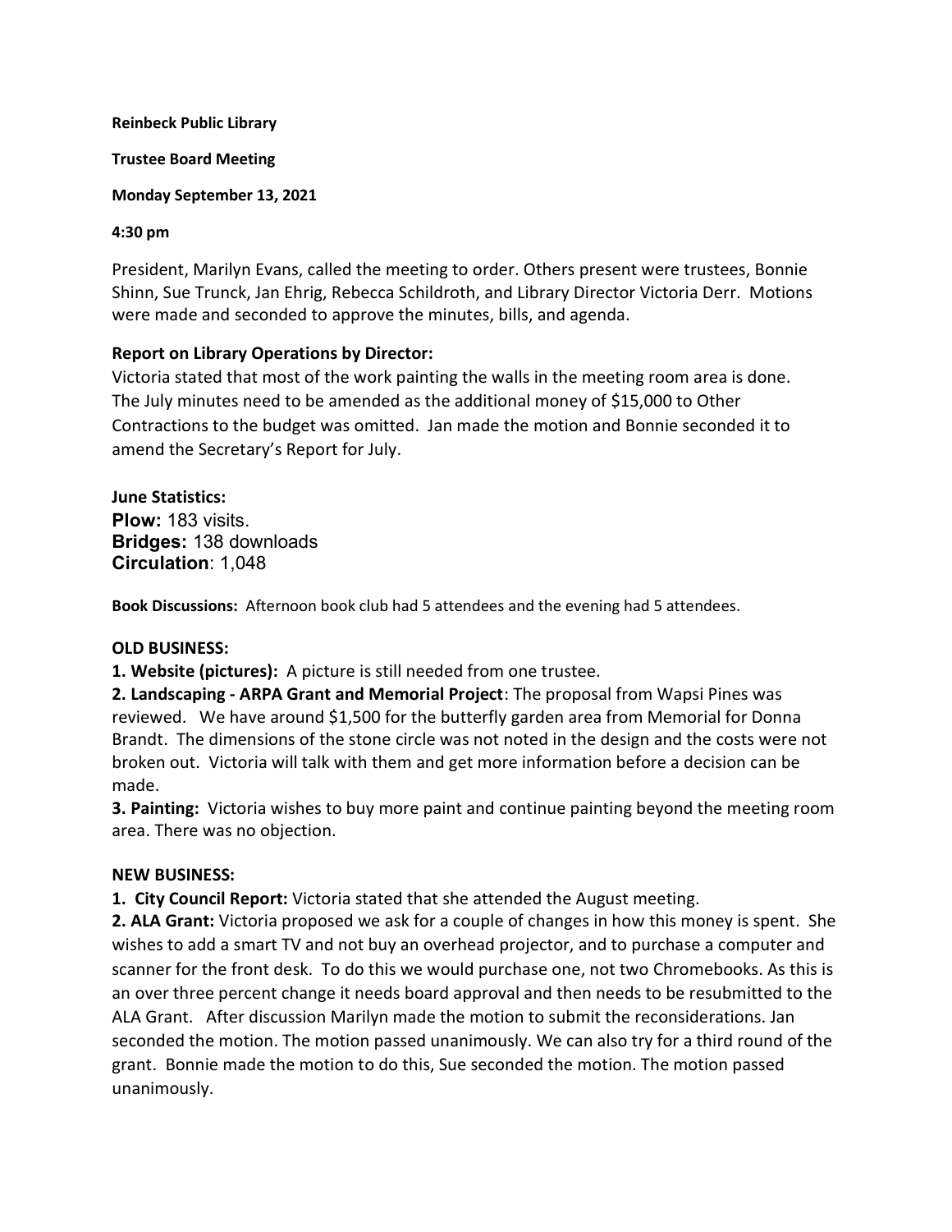**Reinbeck Public Library**

**Trustee Board Meeting**

**Monday September 13, 2021**

**4:30 pm**

President, Marilyn Evans, called the meeting to order. Others present were trustees, Bonnie Shinn, Sue Trunck, Jan Ehrig, Rebecca Schildroth, and Library Director Victoria Derr. Motions were made and seconded to approve the minutes, bills, and agenda.

**Report on Library Operations by Director:**

Victoria stated that most of the work painting the walls in the meeting room area is done. The July minutes need to be amended as the additional money of $15,000 to Other Contractions to the budget was omitted. Jan made the motion and Bonnie seconded it to amend the Secretary's Report for July.

**June Statistics:**

**Plow:** 183 visits.

**Bridges:** 138 downloads

**Circulation**: 1,048

**Book Discussions:** Afternoon book club had 5 attendees and the evening had 5 attendees.

**OLD BUSINESS:**

**1. Website (pictures):** A picture is still needed from one trustee.

**2. Landscaping - ARPA Grant and Memorial Project**: The proposal from Wapsi Pines was reviewed. We have around $1,500 for the butterfly garden area from Memorial for Donna Brandt. The dimensions of the stone circle was not noted in the design and the costs were not broken out. Victoria will talk with them and get more information before a decision can be made.

**3. Painting:** Victoria wishes to buy more paint and continue painting beyond the meeting room area. There was no objection.

**NEW BUSINESS:**

**1. City Council Report:** Victoria stated that she attended the August meeting.

**2. ALA Grant:** Victoria proposed we ask for a couple of changes in how this money is spent. She wishes to add a smart TV and not buy an overhead projector, and to purchase a computer and scanner for the front desk. To do this we would purchase one, not two Chromebooks. As this is an over three percent change it needs board approval and then needs to be resubmitted to the ALA Grant. After discussion Marilyn made the motion to submit the reconsiderations. Jan seconded the motion. The motion passed unanimously. We can also try for a third round of the grant. Bonnie made the motion to do this, Sue seconded the motion. The motion passed unanimously.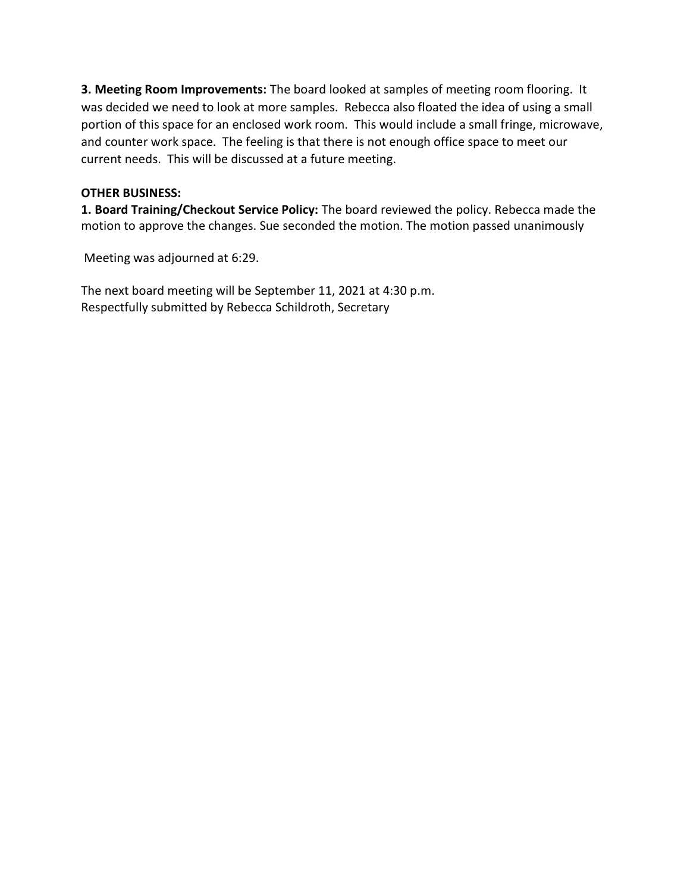**3. Meeting Room Improvements:** The board looked at samples of meeting room flooring. It was decided we need to look at more samples. Rebecca also floated the idea of using a small portion of this space for an enclosed work room. This would include a small fringe, microwave, and counter work space. The feeling is that there is not enough office space to meet our current needs. This will be discussed at a future meeting.

**OTHER BUSINESS:**

**1. Board Training/Checkout Service Policy:** The board reviewed the policy. Rebecca made the motion to approve the changes. Sue seconded the motion. The motion passed unanimously

Meeting was adjourned at 6:29.

The next board meeting will be September 11, 2021 at 4:30 p.m.
Respectfully submitted by Rebecca Schildroth, Secretary